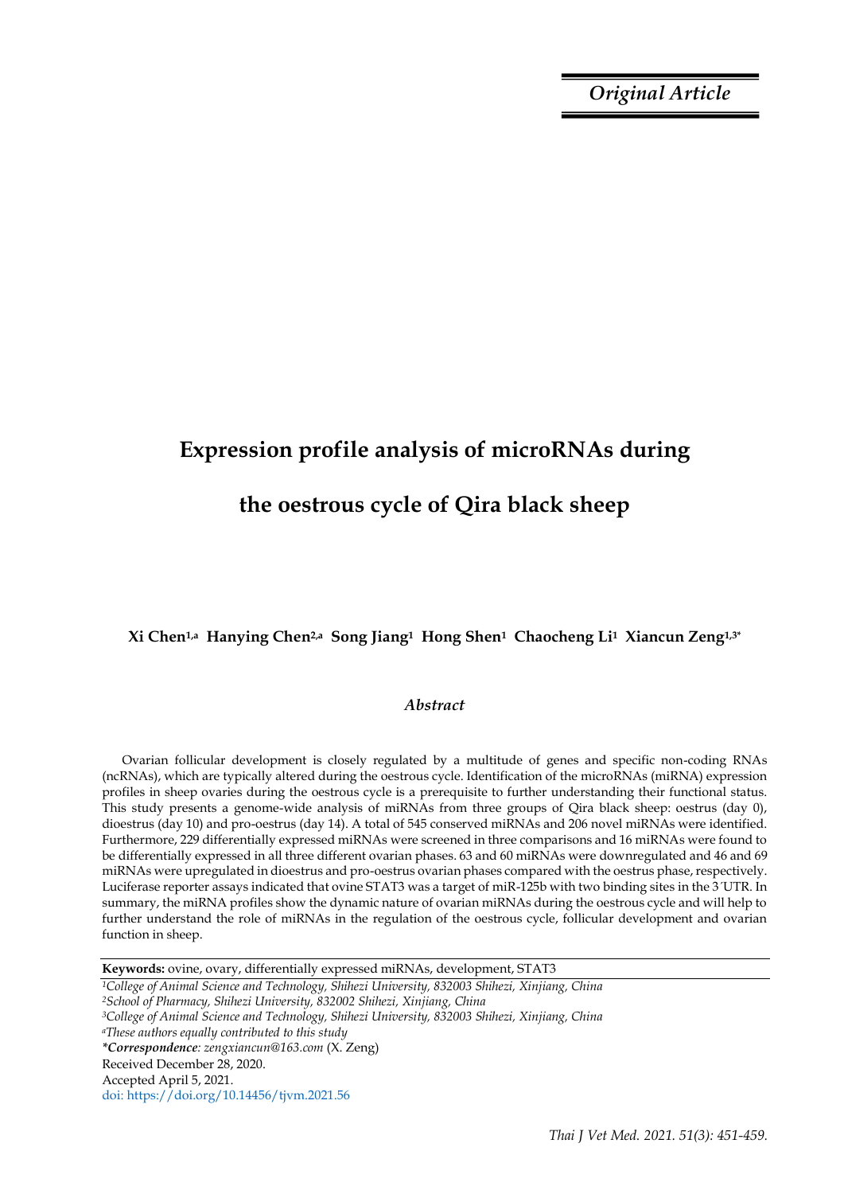*Original Article*

# Expression profile analysis of microRNAs during the oestrous cycle of Qira black sheep

**Xi Chen[1,a] Hanying Chen[2,a] Song Jiang[1] Hong Shen[1] Chaocheng Li[1] Xiancun Zeng[1,3*]**

## *Abstract*

Ovarian follicular development is closely regulated by a multitude of genes and specific non-coding RNAs (ncRNAs), which are typically altered during the oestrous cycle. Identification of the microRNAs (miRNA) expression profiles in sheep ovaries during the oestrous cycle is a prerequisite to further understanding their functional status. This study presents a genome-wide analysis of miRNAs from three groups of Qira black sheep: oestrus (day 0), dioestrus (day 10) and pro-oestrus (day 14). A total of 545 conserved miRNAs and 206 novel miRNAs were identified. Furthermore, 229 differentially expressed miRNAs were screened in three comparisons and 16 miRNAs were found to be differentially expressed in all three different ovarian phases. 63 and 60 miRNAs were downregulated and 46 and 69 miRNAs were upregulated in dioestrus and pro-oestrus ovarian phases compared with the oestrus phase, respectively. Luciferase reporter assays indicated that ovine STAT3 was a target of miR-125b with two binding sites in the 3´UTR. In summary, the miRNA profiles show the dynamic nature of ovarian miRNAs during the oestrous cycle and will help to further understand the role of miRNAs in the regulation of the oestrous cycle, follicular development and ovarian function in sheep.

**Keywords:** ovine, ovary, differentially expressed miRNAs, development, STAT3

[1]*College of Animal Science and Technology, Shihezi University, 832003 Shihezi, Xinjiang, China*
[2]*School of Pharmacy, Shihezi University, 832002 Shihezi, Xinjiang, China*
[3]*College of Animal Science and Technology, Shihezi University, 832003 Shihezi, Xinjiang, China*
[a]*These authors equally contributed to this study*
****Correspondence**: zengxiancun@163.com* (X. Zeng)
Received December 28, 2020.
Accepted April 5, 2021.
doi: https://doi.org/10.14456/tjvm.2021.56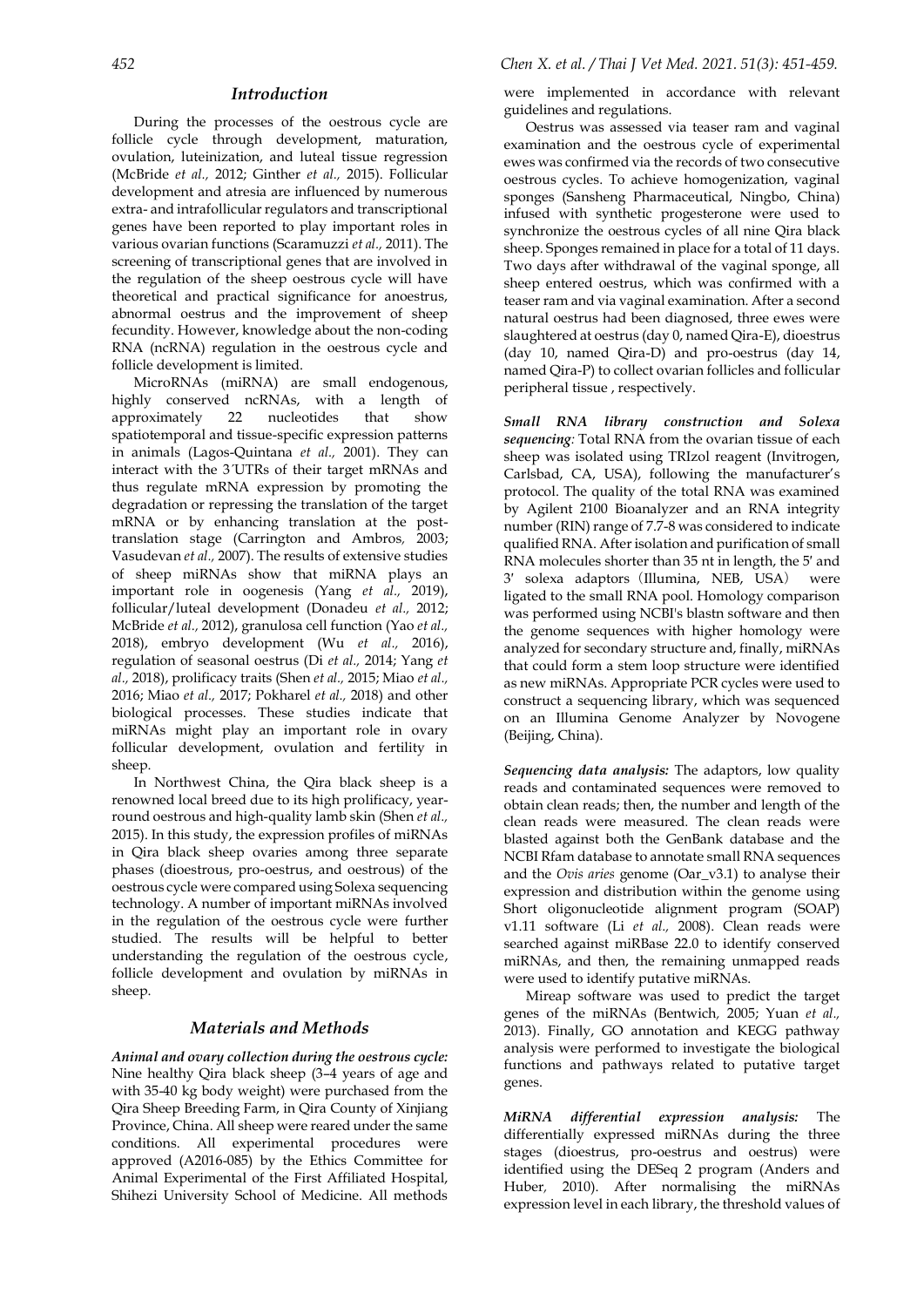## Introduction

During the processes of the oestrous cycle are follicle cycle through development, maturation, ovulation, luteinization, and luteal tissue regression (McBride *et al.,* 2012; Ginther *et al.,* 2015). Follicular development and atresia are influenced by numerous extra- and intrafollicular regulators and transcriptional genes have been reported to play important roles in various ovarian functions (Scaramuzzi *et al.,* 2011). The screening of transcriptional genes that are involved in the regulation of the sheep oestrous cycle will have theoretical and practical significance for anoestrus, abnormal oestrus and the improvement of sheep fecundity. However, knowledge about the non-coding RNA (ncRNA) regulation in the oestrous cycle and follicle development is limited.

MicroRNAs (miRNA) are small endogenous, highly conserved ncRNAs, with a length of approximately 22 nucleotides that show spatiotemporal and tissue-specific expression patterns in animals (Lagos-Quintana *et al.,* 2001). They can interact with the 3´UTRs of their target mRNAs and thus regulate mRNA expression by promoting the degradation or repressing the translation of the target mRNA or by enhancing translation at the post-translation stage (Carrington and Ambros, 2003; Vasudevan *et al.,* 2007). The results of extensive studies of sheep miRNAs show that miRNA plays an important role in oogenesis (Yang *et al.,* 2019), follicular/luteal development (Donadeu *et al.,* 2012; McBride *et al.,* 2012), granulosa cell function (Yao *et al.,* 2018), embryo development (Wu *et al.,* 2016), regulation of seasonal oestrus (Di *et al.,* 2014; Yang *et al.,* 2018), prolificacy traits (Shen *et al.,* 2015; Miao *et al.,* 2016; Miao *et al.,* 2017; Pokharel *et al.,* 2018) and other biological processes. These studies indicate that miRNAs might play an important role in ovary follicular development, ovulation and fertility in sheep.

In Northwest China, the Qira black sheep is a renowned local breed due to its high prolificacy, year-round oestrous and high-quality lamb skin (Shen *et al.,* 2015). In this study, the expression profiles of miRNAs in Qira black sheep ovaries among three separate phases (dioestrous, pro-oestrus, and oestrous) of the oestrous cycle were compared using Solexa sequencing technology. A number of important miRNAs involved in the regulation of the oestrous cycle were further studied. The results will be helpful to better understanding the regulation of the oestrous cycle, follicle development and ovulation by miRNAs in sheep.

## Materials and Methods

***Animal and ovary collection during the oestrous cycle:*** Nine healthy Qira black sheep (3–4 years of age and with 35-40 kg body weight) were purchased from the Qira Sheep Breeding Farm, in Qira County of Xinjiang Province, China. All sheep were reared under the same conditions. All experimental procedures were approved (A2016-085) by the Ethics Committee for Animal Experimental of the First Affiliated Hospital, Shihezi University School of Medicine. All methods were implemented in accordance with relevant guidelines and regulations.

Oestrus was assessed via teaser ram and vaginal examination and the oestrous cycle of experimental ewes was confirmed via the records of two consecutive oestrous cycles. To achieve homogenization, vaginal sponges (Sansheng Pharmaceutical, Ningbo, China) infused with synthetic progesterone were used to synchronize the oestrous cycles of all nine Qira black sheep. Sponges remained in place for a total of 11 days. Two days after withdrawal of the vaginal sponge, all sheep entered oestrus, which was confirmed with a teaser ram and via vaginal examination. After a second natural oestrus had been diagnosed, three ewes were slaughtered at oestrus (day 0, named Qira-E), dioestrus (day 10, named Qira-D) and pro-oestrus (day 14, named Qira-P) to collect ovarian follicles and follicular peripheral tissue , respectively.

***Small RNA library construction and Solexa sequencing:*** Total RNA from the ovarian tissue of each sheep was isolated using TRIzol reagent (Invitrogen, Carlsbad, CA, USA), following the manufacturer's protocol. The quality of the total RNA was examined by Agilent 2100 Bioanalyzer and an RNA integrity number (RIN) range of 7.7-8 was considered to indicate qualified RNA. After isolation and purification of small RNA molecules shorter than 35 nt in length, the 5′ and 3′ solexa adaptors (Illumina, NEB, USA) were ligated to the small RNA pool. Homology comparison was performed using NCBI's blastn software and then the genome sequences with higher homology were analyzed for secondary structure and, finally, miRNAs that could form a stem loop structure were identified as new miRNAs. Appropriate PCR cycles were used to construct a sequencing library, which was sequenced on an Illumina Genome Analyzer by Novogene (Beijing, China).

***Sequencing data analysis:*** The adaptors, low quality reads and contaminated sequences were removed to obtain clean reads; then, the number and length of the clean reads were measured. The clean reads were blasted against both the GenBank database and the NCBI Rfam database to annotate small RNA sequences and the *Ovis aries* genome (Oar_v3.1) to analyse their expression and distribution within the genome using Short oligonucleotide alignment program (SOAP) v1.11 software (Li *et al.,* 2008). Clean reads were searched against miRBase 22.0 to identify conserved miRNAs, and then, the remaining unmapped reads were used to identify putative miRNAs.

Mireap software was used to predict the target genes of the miRNAs (Bentwich, 2005; Yuan *et al.,* 2013). Finally, GO annotation and KEGG pathway analysis were performed to investigate the biological functions and pathways related to putative target genes.

***MiRNA differential expression analysis:*** The differentially expressed miRNAs during the three stages (dioestrus, pro-oestrus and oestrus) were identified using the DESeq 2 program (Anders and Huber, 2010). After normalising the miRNAs expression level in each library, the threshold values of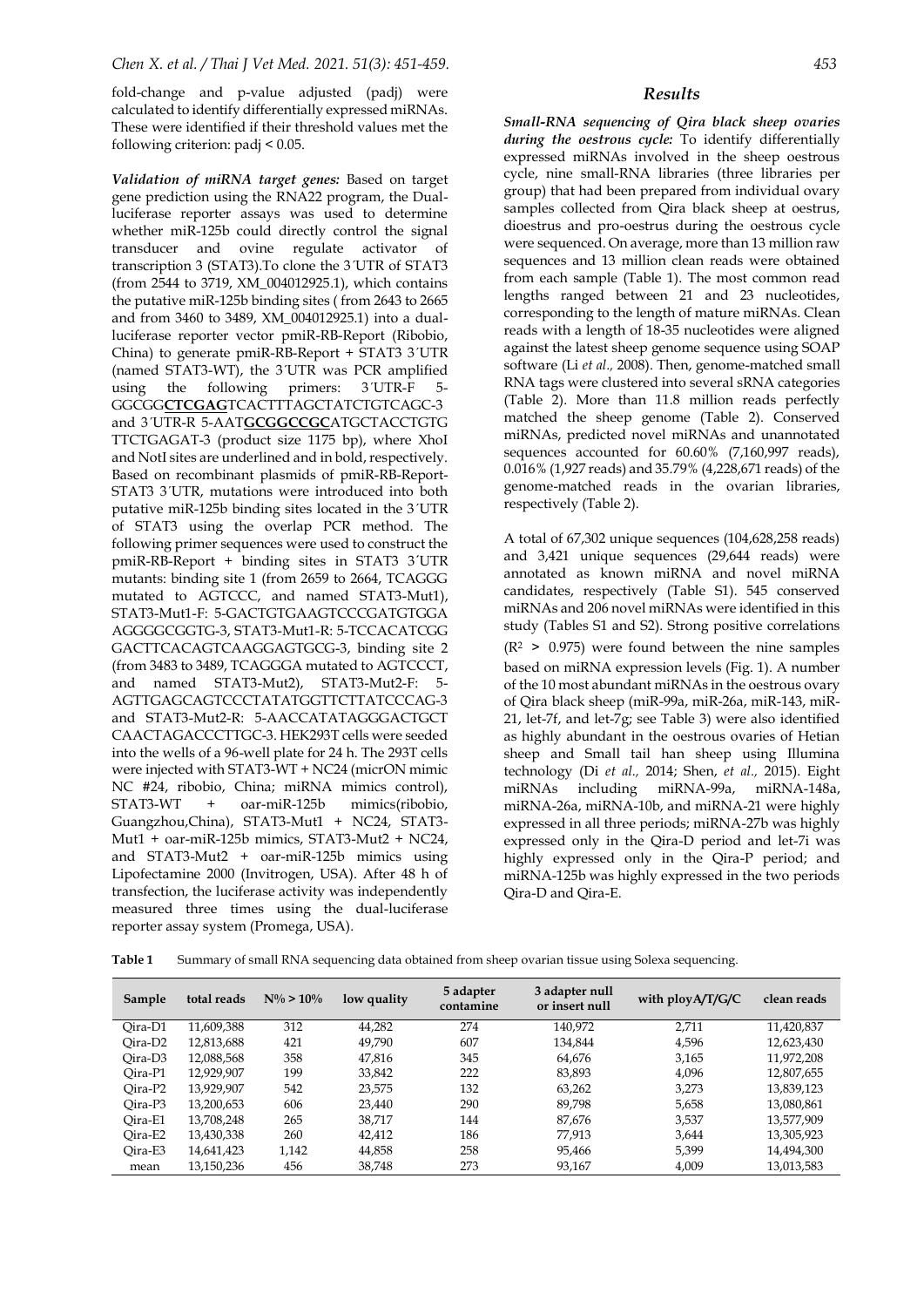fold-change and p-value adjusted (padj) were calculated to identify differentially expressed miRNAs. These were identified if their threshold values met the following criterion: padj < 0.05.

***Validation of miRNA target genes:*** Based on target gene prediction using the RNA22 program, the Dual-luciferase reporter assays was used to determine whether miR-125b could directly control the signal transducer and ovine regulate activator of transcription 3 (STAT3).To clone the 3´UTR of STAT3 (from 2544 to 3719, XM_004012925.1), which contains the putative miR-125b binding sites ( from 2643 to 2665 and from 3460 to 3489, XM_004012925.1) into a dual-luciferase reporter vector pmiR-RB-Report (Ribobio, China) to generate pmiR-RB-Report + STAT3 3´UTR (named STAT3-WT), the 3´UTR was PCR amplified using the following primers: 3´UTR-F 5-GGCGG**CTCGAG**TCACTTTAGCTATCTGTCAGC-3 and 3´UTR-R 5-AAT**GCGGCCGC**ATGCTACCTGTG TTCTGAGAT-3 (product size 1175 bp), where XhoI and NotI sites are underlined and in bold, respectively. Based on recombinant plasmids of pmiR-RB-Report-STAT3 3´UTR, mutations were introduced into both putative miR-125b binding sites located in the 3´UTR of STAT3 using the overlap PCR method. The following primer sequences were used to construct the pmiR-RB-Report + binding sites in STAT3 3´UTR mutants: binding site 1 (from 2659 to 2664, TCAGGG mutated to AGTCCC, and named STAT3-Mut1), STAT3-Mut1-F: 5-GACTGTGAAGTCCCGATGTGGA AGGGGCGGTG-3, STAT3-Mut1-R: 5-TCCACATCGG GACTTCACAGTCAAGGAGTGCG-3, binding site 2 (from 3483 to 3489, TCAGGGA mutated to AGTCCCT, and named STAT3-Mut2), STAT3-Mut2-F: 5-AGTTGAGCAGTCCCTATATGGTTCTTATCCCAG-3 and STAT3-Mut2-R: 5-AACCATATAGGGACTGCT CAACTAGACCCTTGC-3. HEK293T cells were seeded into the wells of a 96-well plate for 24 h. The 293T cells were injected with STAT3-WT + NC24 (micrON mimic NC #24, ribobio, China; miRNA mimics control), STAT3-WT + oar-miR-125b mimics(ribobio, Guangzhou,China), STAT3-Mut1 + NC24, STAT3-Mut1 + oar-miR-125b mimics, STAT3-Mut2 + NC24, and STAT3-Mut2 + oar-miR-125b mimics using Lipofectamine 2000 (Invitrogen, USA). After 48 h of transfection, the luciferase activity was independently measured three times using the dual-luciferase reporter assay system (Promega, USA).

## Results

***Small-RNA sequencing of Qira black sheep ovaries during the oestrous cycle:*** To identify differentially expressed miRNAs involved in the sheep oestrous cycle, nine small-RNA libraries (three libraries per group) that had been prepared from individual ovary samples collected from Qira black sheep at oestrus, dioestrus and pro-oestrus during the oestrous cycle were sequenced. On average, more than 13 million raw sequences and 13 million clean reads were obtained from each sample (Table 1). The most common read lengths ranged between 21 and 23 nucleotides, corresponding to the length of mature miRNAs. Clean reads with a length of 18-35 nucleotides were aligned against the latest sheep genome sequence using SOAP software (Li *et al.,* 2008). Then, genome-matched small RNA tags were clustered into several sRNA categories (Table 2). More than 11.8 million reads perfectly matched the sheep genome (Table 2). Conserved miRNAs, predicted novel miRNAs and unannotated sequences accounted for 60.60% (7,160,997 reads), 0.016% (1,927 reads) and 35.79% (4,228,671 reads) of the genome-matched reads in the ovarian libraries, respectively (Table 2).

A total of 67,302 unique sequences (104,628,258 reads) and 3,421 unique sequences (29,644 reads) were annotated as known miRNA and novel miRNA candidates, respectively (Table S1). 545 conserved miRNAs and 206 novel miRNAs were identified in this study (Tables S1 and S2). Strong positive correlations ($R^2 > 0.975$) were found between the nine samples based on miRNA expression levels (Fig. 1). A number of the 10 most abundant miRNAs in the oestrous ovary of Qira black sheep (miR-99a, miR-26a, miR-143, miR-21, let-7f, and let-7g; see Table 3) were also identified as highly abundant in the oestrous ovaries of Hetian sheep and Small tail han sheep using Illumina technology (Di *et al.,* 2014; Shen, *et al.,* 2015). Eight miRNAs including miRNA-99a, miRNA-148a, miRNA-26a, miRNA-10b, and miRNA-21 were highly expressed in all three periods; miRNA-27b was highly expressed only in the Qira-D period and let-7i was highly expressed only in the Qira-P period; and miRNA-125b was highly expressed in the two periods Qira-D and Qira-E.

**Table 1** Summary of small RNA sequencing data obtained from sheep ovarian tissue using Solexa sequencing.

| Sample | total reads | N% > 10% | low quality | 5 adapter contamine | 3 adapter null or insert null | with ployA/T/G/C | clean reads |
|---|---|---|---|---|---|---|---|
| Qira-D1 | 11,609,388 | 312 | 44,282 | 274 | 140,972 | 2,711 | 11,420,837 |
| Qira-D2 | 12,813,688 | 421 | 49,790 | 607 | 134,844 | 4,596 | 12,623,430 |
| Qira-D3 | 12,088,568 | 358 | 47,816 | 345 | 64,676 | 3,165 | 11,972,208 |
| Qira-P1 | 12,929,907 | 199 | 33,842 | 222 | 83,893 | 4,096 | 12,807,655 |
| Qira-P2 | 13,929,907 | 542 | 23,575 | 132 | 63,262 | 3,273 | 13,839,123 |
| Qira-P3 | 13,200,653 | 606 | 23,440 | 290 | 89,798 | 5,658 | 13,080,861 |
| Qira-E1 | 13,708,248 | 265 | 38,717 | 144 | 87,676 | 3,537 | 13,577,909 |
| Qira-E2 | 13,430,338 | 260 | 42,412 | 186 | 77,913 | 3,644 | 13,305,923 |
| Qira-E3 | 14,641,423 | 1,142 | 44,858 | 258 | 95,466 | 5,399 | 14,494,300 |
| mean | 13,150,236 | 456 | 38,748 | 273 | 93,167 | 4,009 | 13,013,583 |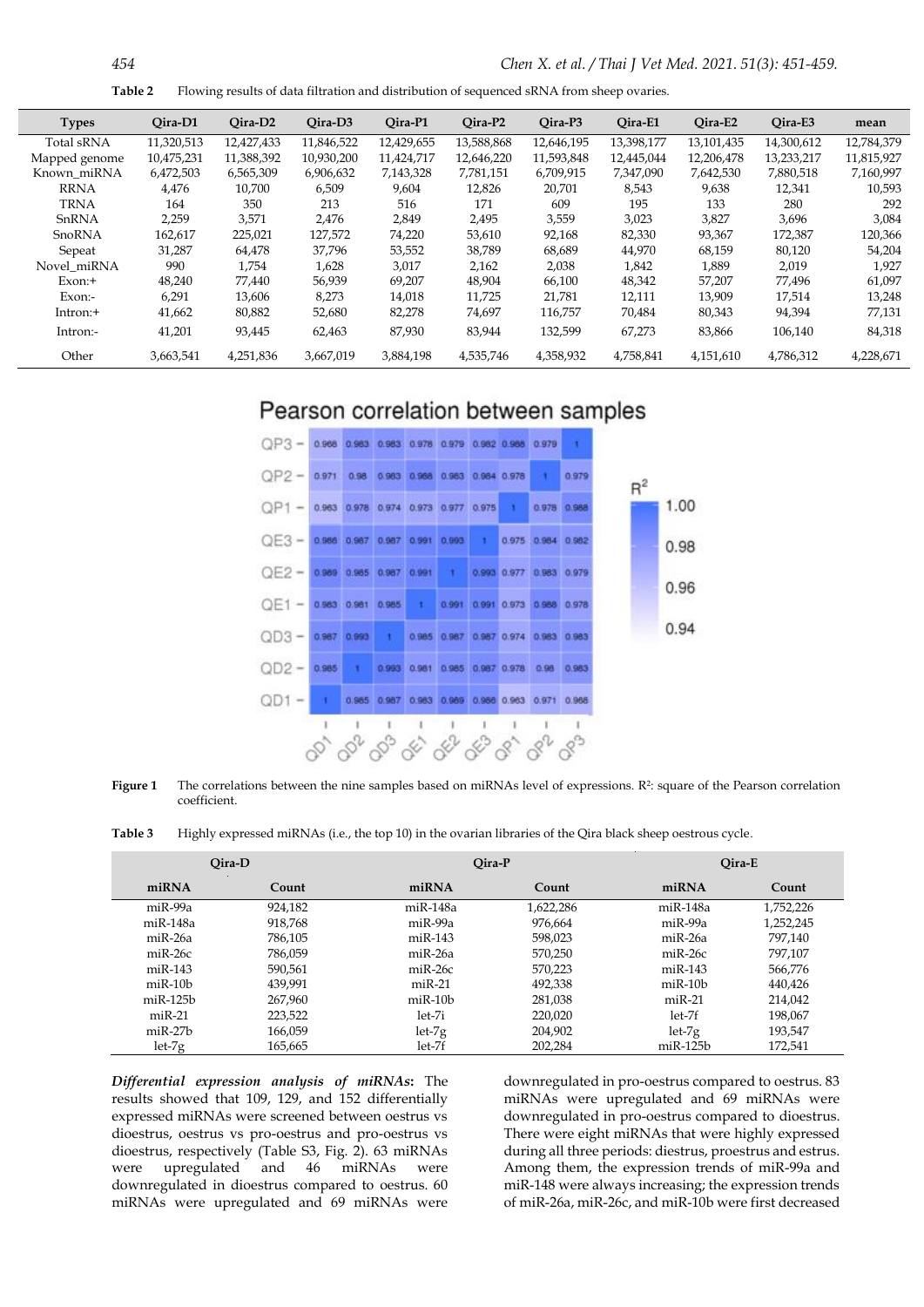**Table 2** Flowing results of data filtration and distribution of sequenced sRNA from sheep ovaries.

| Types | Qira-D1 | Qira-D2 | Qira-D3 | Qira-P1 | Qira-P2 | Qira-P3 | Qira-E1 | Qira-E2 | Qira-E3 | mean |
|---|---|---|---|---|---|---|---|---|---|---|
| Total sRNA | 11,320,513 | 12,427,433 | 11,846,522 | 12,429,655 | 13,588,868 | 12,646,195 | 13,398,177 | 13,101,435 | 14,300,612 | 12,784,379 |
| Mapped genome | 10,475,231 | 11,388,392 | 10,930,200 | 11,424,717 | 12,646,220 | 11,593,848 | 12,445,044 | 12,206,478 | 13,233,217 | 11,815,927 |
| Known_miRNA | 6,472,503 | 6,565,309 | 6,906,632 | 7,143,328 | 7,781,151 | 6,709,915 | 7,347,090 | 7,642,530 | 7,880,518 | 7,160,997 |
| RRNA | 4,476 | 10,700 | 6,509 | 9,604 | 12,826 | 20,701 | 8,543 | 9,638 | 12,341 | 10,593 |
| TRNA | 164 | 350 | 213 | 516 | 171 | 609 | 195 | 133 | 280 | 292 |
| SnRNA | 2,259 | 3,571 | 2,476 | 2,849 | 2,495 | 3,559 | 3,023 | 3,827 | 3,696 | 3,084 |
| SnoRNA | 162,617 | 225,021 | 127,572 | 74,220 | 53,610 | 92,168 | 82,330 | 93,367 | 172,387 | 120,366 |
| Sepeat | 31,287 | 64,478 | 37,796 | 53,552 | 38,789 | 68,689 | 44,970 | 68,159 | 80,120 | 54,204 |
| Novel_miRNA | 990 | 1,754 | 1,628 | 3,017 | 2,162 | 2,038 | 1,842 | 1,889 | 2,019 | 1,927 |
| Exon:+ | 48,240 | 77,440 | 56,939 | 69,207 | 48,904 | 66,100 | 48,342 | 57,207 | 77,496 | 61,097 |
| Exon:- | 6,291 | 13,606 | 8,273 | 14,018 | 11,725 | 21,781 | 12,111 | 13,909 | 17,514 | 13,248 |
| Intron:+ | 41,662 | 80,882 | 52,680 | 82,278 | 74,697 | 116,757 | 70,484 | 80,343 | 94,394 | 77,131 |
| Intron:- | 41,201 | 93,445 | 62,463 | 87,930 | 83,944 | 132,599 | 67,273 | 83,866 | 106,140 | 84,318 |
| Other | 3,663,541 | 4,251,836 | 3,667,019 | 3,884,198 | 4,535,746 | 4,358,932 | 4,758,841 | 4,151,610 | 4,786,312 | 4,228,671 |

**Figure 1** The correlations between the nine samples based on miRNAs level of expressions. $R^2$: square of the Pearson correlation coefficient.

**Table 3** Highly expressed miRNAs (i.e., the top 10) in the ovarian libraries of the Qira black sheep oestrous cycle.

| Qira-D | | Qira-P | | Qira-E | |
|---|---|---|---|---|---|
| miRNA | Count | miRNA | Count | miRNA | Count |
| miR-99a | 924,182 | miR-148a | 1,622,286 | miR-148a | 1,752,226 |
| miR-148a | 918,768 | miR-99a | 976,664 | miR-99a | 1,252,245 |
| miR-26a | 786,105 | miR-143 | 598,023 | miR-26a | 797,140 |
| miR-26c | 786,059 | miR-26a | 570,250 | miR-26c | 797,107 |
| miR-143 | 590,561 | miR-26c | 570,223 | miR-143 | 566,776 |
| miR-10b | 439,991 | miR-21 | 492,338 | miR-10b | 440,426 |
| miR-125b | 267,960 | miR-10b | 281,038 | miR-21 | 214,042 |
| miR-21 | 223,522 | let-7i | 220,020 | let-7f | 198,067 |
| miR-27b | 166,059 | let-7g | 204,902 | let-7g | 193,547 |
| let-7g | 165,665 | let-7f | 202,284 | miR-125b | 172,541 |

***Differential expression analysis of miRNAs:*** The results showed that 109, 129, and 152 differentially expressed miRNAs were screened between oestrus vs dioestrus, oestrus vs pro-oestrus and pro-oestrus vs dioestrus, respectively (Table S3, Fig. 2). 63 miRNAs were upregulated and 46 miRNAs were downregulated in dioestrus compared to oestrus. 60 miRNAs were upregulated and 69 miRNAs were downregulated in pro-oestrus compared to oestrus. 83 miRNAs were upregulated and 69 miRNAs were downregulated in pro-oestrus compared to dioestrus. There were eight miRNAs that were highly expressed during all three periods: diestrus, proestrus and estrus. Among them, the expression trends of miR-99a and miR-148 were always increasing; the expression trends of miR-26a, miR-26c, and miR-10b were first decreased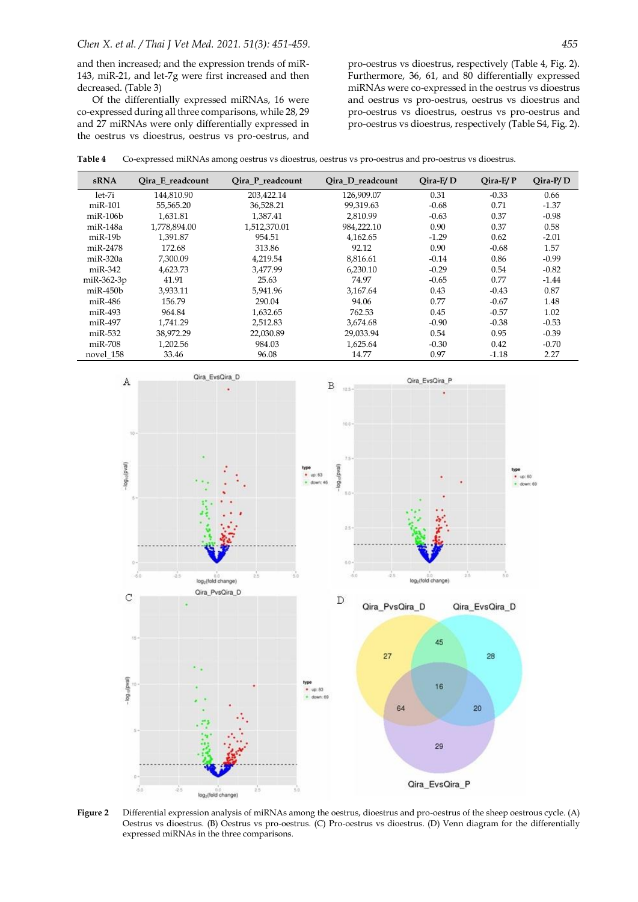and then increased; and the expression trends of miR-143, miR-21, and let-7g were first increased and then decreased. (Table 3)

Of the differentially expressed miRNAs, 16 were co-expressed during all three comparisons, while 28, 29 and 27 miRNAs were only differentially expressed in the oestrus vs dioestrus, oestrus vs pro-oestrus, and pro-oestrus vs dioestrus, respectively (Table 4, Fig. 2). Furthermore, 36, 61, and 80 differentially expressed miRNAs were co-expressed in the oestrus vs dioestrus and oestrus vs pro-oestrus, oestrus vs dioestrus and pro-oestrus vs dioestrus, oestrus vs pro-oestrus and pro-oestrus vs dioestrus, respectively (Table S4, Fig. 2).

**Table 4** Co-expressed miRNAs among oestrus vs dioestrus, oestrus vs pro-oestrus and pro-oestrus vs dioestrus.

| sRNA | Qira_E_readcount | Qira_P_readcount | Qira_D_readcount | Qira-E/ D | Qira-E/ P | Qira-P/ D |
|---|---|---|---|---|---|---|
| let-7i | 144,810.90 | 203,422.14 | 126,909.07 | 0.31 | -0.33 | 0.66 |
| miR-101 | 55,565.20 | 36,528.21 | 99,319.63 | -0.68 | 0.71 | -1.37 |
| miR-106b | 1,631.81 | 1,387.41 | 2,810.99 | -0.63 | 0.37 | -0.98 |
| miR-148a | 1,778,894.00 | 1,512,370.01 | 984,222.10 | 0.90 | 0.37 | 0.58 |
| miR-19b | 1,391.87 | 954.51 | 4,162.65 | -1.29 | 0.62 | -2.01 |
| miR-2478 | 172.68 | 313.86 | 92.12 | 0.90 | -0.68 | 1.57 |
| miR-320a | 7,300.09 | 4,219.54 | 8,816.61 | -0.14 | 0.86 | -0.99 |
| miR-342 | 4,623.73 | 3,477.99 | 6,230.10 | -0.29 | 0.54 | -0.82 |
| miR-362-3p | 41.91 | 25.63 | 74.97 | -0.65 | 0.77 | -1.44 |
| miR-450b | 3,933.11 | 5,941.96 | 3,167.64 | 0.43 | -0.43 | 0.87 |
| miR-486 | 156.79 | 290.04 | 94.06 | 0.77 | -0.67 | 1.48 |
| miR-493 | 964.84 | 1,632.65 | 762.53 | 0.45 | -0.57 | 1.02 |
| miR-497 | 1,741.29 | 2,512.83 | 3,674.68 | -0.90 | -0.38 | -0.53 |
| miR-532 | 38,972.29 | 22,030.89 | 29,033.94 | 0.54 | 0.95 | -0.39 |
| miR-708 | 1,202.56 | 984.03 | 1,625.64 | -0.30 | 0.42 | -0.70 |
| novel_158 | 33.46 | 96.08 | 14.77 | 0.97 | -1.18 | 2.27 |

**Figure 2** Differential expression analysis of miRNAs among the oestrus, dioestrus and pro-oestrus of the sheep oestrous cycle. (A) Oestrus vs dioestrus. (B) Oestrus vs pro-oestrus. (C) Pro-oestrus vs dioestrus. (D) Venn diagram for the differentially expressed miRNAs in the three comparisons.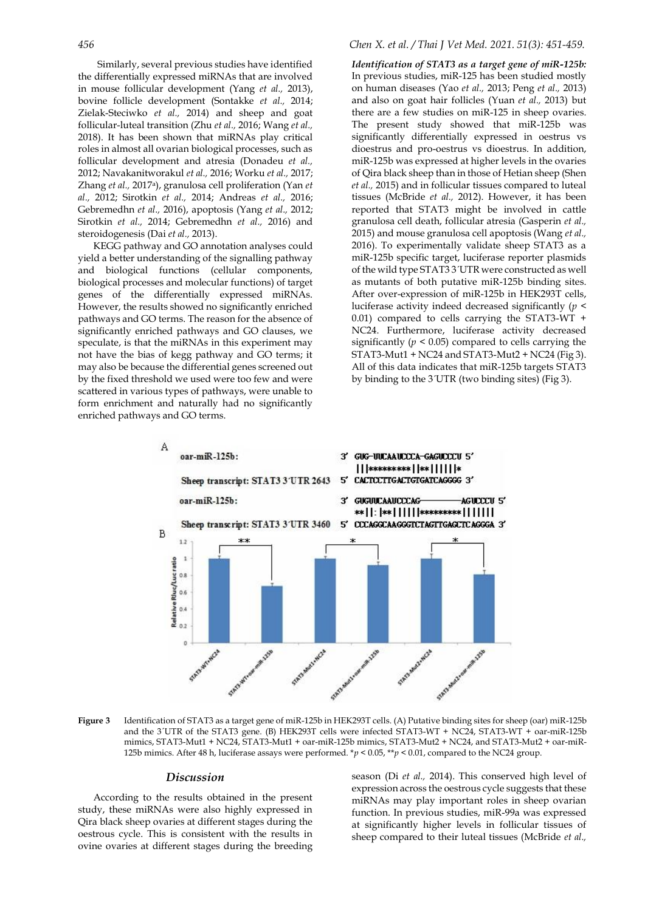Similarly, several previous studies have identified the differentially expressed miRNAs that are involved in mouse follicular development (Yang *et al.,* 2013), bovine follicle development (Sontakke *et al.,* 2014; Zielak-Steciwko *et al.,* 2014) and sheep and goat follicular-luteal transition (Zhu *et al.,* 2016; Wang *et al.,* 2018). It has been shown that miRNAs play critical roles in almost all ovarian biological processes, such as follicular development and atresia (Donadeu *et al.,* 2012; Navakanitworakul *et al.,* 2016; Worku *et al.,* 2017; Zhang *et al.,* 2017[a]), granulosa cell proliferation (Yan *et al.,* 2012; Sirotkin *et al.,* 2014; Andreas *et al.,* 2016; Gebremedhn *et al.,* 2016), apoptosis (Yang *et al.,* 2012; Sirotkin *et al.,* 2014; Gebremedhn *et al.,* 2016) and steroidogenesis (Dai *et al.,* 2013).

KEGG pathway and GO annotation analyses could yield a better understanding of the signalling pathway and biological functions (cellular components, biological processes and molecular functions) of target genes of the differentially expressed miRNAs. However, the results showed no significantly enriched pathways and GO terms. The reason for the absence of significantly enriched pathways and GO clauses, we speculate, is that the miRNAs in this experiment may not have the bias of kegg pathway and GO terms; it may also be because the differential genes screened out by the fixed threshold we used were too few and were scattered in various types of pathways, were unable to form enrichment and naturally had no significantly enriched pathways and GO terms.

***Identification of STAT3 as a target gene of miR-125b:*** In previous studies, miR-125 has been studied mostly on human diseases (Yao *et al.,* 2013; Peng *et al.,* 2013) and also on goat hair follicles (Yuan *et al.,* 2013) but there are a few studies on miR-125 in sheep ovaries. The present study showed that miR-125b was significantly differentially expressed in oestrus vs dioestrus and pro-oestrus vs dioestrus. In addition, miR-125b was expressed at higher levels in the ovaries of Qira black sheep than in those of Hetian sheep (Shen *et al.,* 2015) and in follicular tissues compared to luteal tissues (McBride *et al.,* 2012). However, it has been reported that STAT3 might be involved in cattle granulosa cell death, follicular atresia (Gasperin *et al.,* 2015) and mouse granulosa cell apoptosis (Wang *et al.,* 2016). To experimentally validate sheep STAT3 as a miR-125b specific target, luciferase reporter plasmids of the wild type STAT3 3´UTR were constructed as well as mutants of both putative miR-125b binding sites. After over-expression of miR-125b in HEK293T cells, luciferase activity indeed decreased significantly ($p < 0.01$) compared to cells carrying the STAT3-WT + NC24. Furthermore, luciferase activity decreased significantly ($p < 0.05$) compared to cells carrying the STAT3-Mut1 + NC24 and STAT3-Mut2 + NC24 (Fig 3). All of this data indicates that miR-125b targets STAT3 by binding to the 3´UTR (two binding sites) (Fig 3).

**Figure 3** Identification of STAT3 as a target gene of miR-125b in HEK293T cells. (A) Putative binding sites for sheep (oar) miR-125b and the 3´UTR of the STAT3 gene. (B) HEK293T cells were infected STAT3-WT + NC24, STAT3-WT + oar-miR-125b mimics, STAT3-Mut1 + NC24, STAT3-Mut1 + oar-miR-125b mimics, STAT3-Mut2 + NC24, and STAT3-Mut2 + oar-miR-125b mimics. After 48 h, luciferase assays were performed. \*$p < 0.05$, \*\*$p < 0.01$, compared to the NC24 group.

## Discussion

According to the results obtained in the present study, these miRNAs were also highly expressed in Qira black sheep ovaries at different stages during the oestrous cycle. This is consistent with the results in ovine ovaries at different stages during the breeding season (Di *et al.,* 2014). This conserved high level of expression across the oestrous cycle suggests that these miRNAs may play important roles in sheep ovarian function. In previous studies, miR-99a was expressed at significantly higher levels in follicular tissues of sheep compared to their luteal tissues (McBride *et al.,*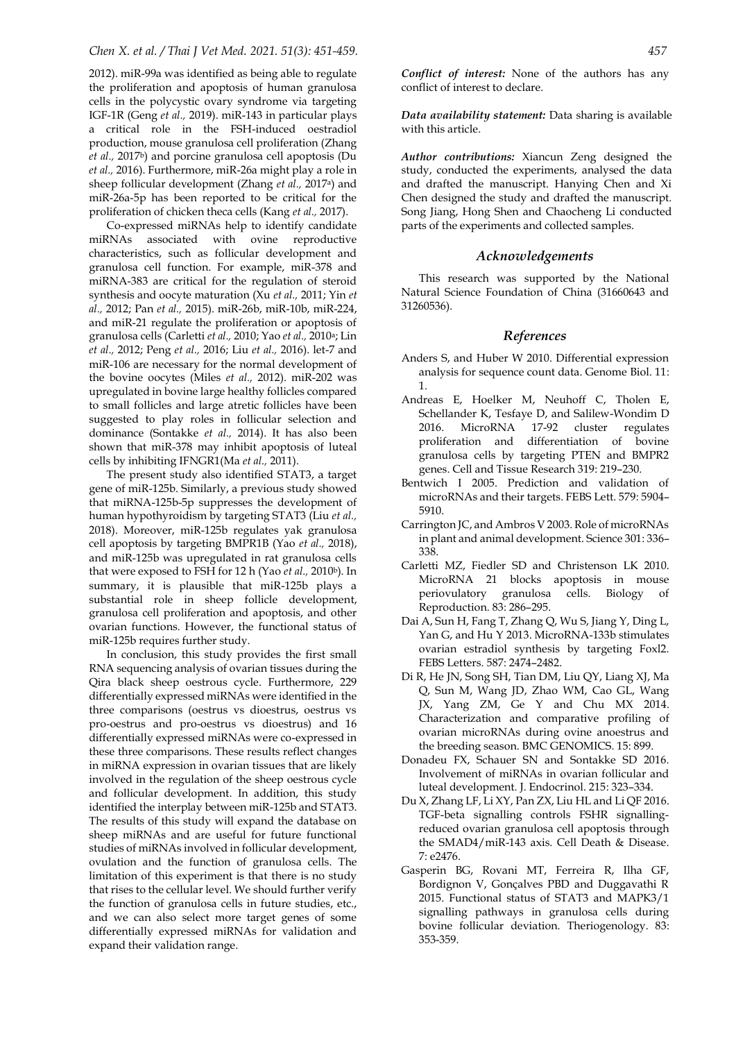2012). miR-99a was identified as being able to regulate the proliferation and apoptosis of human granulosa cells in the polycystic ovary syndrome via targeting IGF-1R (Geng *et al.,* 2019). miR-143 in particular plays a critical role in the FSH-induced oestradiol production, mouse granulosa cell proliferation (Zhang *et al.,* 2017[b]) and porcine granulosa cell apoptosis (Du *et al.,* 2016). Furthermore, miR-26a might play a role in sheep follicular development (Zhang *et al.,* 2017[a]) and miR-26a-5p has been reported to be critical for the proliferation of chicken theca cells (Kang *et al.,* 2017).

Co-expressed miRNAs help to identify candidate miRNAs associated with ovine reproductive characteristics, such as follicular development and granulosa cell function. For example, miR-378 and miRNA-383 are critical for the regulation of steroid synthesis and oocyte maturation (Xu *et al.,* 2011; Yin *et al.,* 2012; Pan *et al.,* 2015). miR-26b, miR-10b, miR-224, and miR-21 regulate the proliferation or apoptosis of granulosa cells (Carletti *et al.,* 2010; Yao *et al.,* 2010[a]; Lin *et al.,* 2012; Peng *et al.,* 2016; Liu *et al.,* 2016). let-7 and miR-106 are necessary for the normal development of the bovine oocytes (Miles *et al.,* 2012). miR-202 was upregulated in bovine large healthy follicles compared to small follicles and large atretic follicles have been suggested to play roles in follicular selection and dominance (Sontakke *et al.,* 2014). It has also been shown that miR-378 may inhibit apoptosis of luteal cells by inhibiting IFNGR1(Ma *et al.,* 2011).

The present study also identified STAT3, a target gene of miR-125b. Similarly, a previous study showed that miRNA-125b-5p suppresses the development of human hypothyroidism by targeting STAT3 (Liu *et al.,* 2018). Moreover, miR-125b regulates yak granulosa cell apoptosis by targeting BMPR1B (Yao *et al.,* 2018), and miR-125b was upregulated in rat granulosa cells that were exposed to FSH for 12 h (Yao *et al.,* 2010[b]). In summary, it is plausible that miR-125b plays a substantial role in sheep follicle development, granulosa cell proliferation and apoptosis, and other ovarian functions. However, the functional status of miR-125b requires further study.

In conclusion, this study provides the first small RNA sequencing analysis of ovarian tissues during the Qira black sheep oestrous cycle. Furthermore, 229 differentially expressed miRNAs were identified in the three comparisons (oestrus vs dioestrus, oestrus vs pro-oestrus and pro-oestrus vs dioestrus) and 16 differentially expressed miRNAs were co-expressed in these three comparisons. These results reflect changes in miRNA expression in ovarian tissues that are likely involved in the regulation of the sheep oestrous cycle and follicular development. In addition, this study identified the interplay between miR-125b and STAT3. The results of this study will expand the database on sheep miRNAs and are useful for future functional studies of miRNAs involved in follicular development, ovulation and the function of granulosa cells. The limitation of this experiment is that there is no study that rises to the cellular level. We should further verify the function of granulosa cells in future studies, etc., and we can also select more target genes of some differentially expressed miRNAs for validation and expand their validation range.

***Conflict of interest:*** None of the authors has any conflict of interest to declare.

***Data availability statement:*** Data sharing is available with this article.

***Author contributions:*** Xiancun Zeng designed the study, conducted the experiments, analysed the data and drafted the manuscript. Hanying Chen and Xi Chen designed the study and drafted the manuscript. Song Jiang, Hong Shen and Chaocheng Li conducted parts of the experiments and collected samples.

## *Acknowledgements*

This research was supported by the National Natural Science Foundation of China (31660643 and 31260536).

## *References*

Anders S, and Huber W 2010. Differential expression analysis for sequence count data. Genome Biol. 11: 1.

Andreas E, Hoelker M, Neuhoff C, Tholen E, Schellander K, Tesfaye D, and Salilew-Wondim D 2016. MicroRNA 17-92 cluster regulates proliferation and differentiation of bovine granulosa cells by targeting PTEN and BMPR2 genes. Cell and Tissue Research 319: 219–230.

Bentwich I 2005. Prediction and validation of microRNAs and their targets. FEBS Lett. 579: 5904–5910.

Carrington JC, and Ambros V 2003. Role of microRNAs in plant and animal development. Science 301: 336–338.

Carletti MZ, Fiedler SD and Christenson LK 2010. MicroRNA 21 blocks apoptosis in mouse periovulatory granulosa cells. Biology of Reproduction. 83: 286–295.

Dai A, Sun H, Fang T, Zhang Q, Wu S, Jiang Y, Ding L, Yan G, and Hu Y 2013. MicroRNA-133b stimulates ovarian estradiol synthesis by targeting Foxl2. FEBS Letters. 587: 2474–2482.

Di R, He JN, Song SH, Tian DM, Liu QY, Liang XJ, Ma Q, Sun M, Wang JD, Zhao WM, Cao GL, Wang JX, Yang ZM, Ge Y and Chu MX 2014. Characterization and comparative profiling of ovarian microRNAs during ovine anoestrus and the breeding season. BMC GENOMICS. 15: 899.

Donadeu FX, Schauer SN and Sontakke SD 2016. Involvement of miRNAs in ovarian follicular and luteal development. J. Endocrinol. 215: 323–334.

Du X, Zhang LF, Li XY, Pan ZX, Liu HL and Li QF 2016. TGF-beta signalling controls FSHR signalling-reduced ovarian granulosa cell apoptosis through the SMAD4/miR-143 axis. Cell Death & Disease. 7: e2476.

Gasperin BG, Rovani MT, Ferreira R, Ilha GF, Bordignon V, Gonçalves PBD and Duggavathi R 2015. Functional status of STAT3 and MAPK3/1 signalling pathways in granulosa cells during bovine follicular deviation. Theriogenology. 83: 353-359.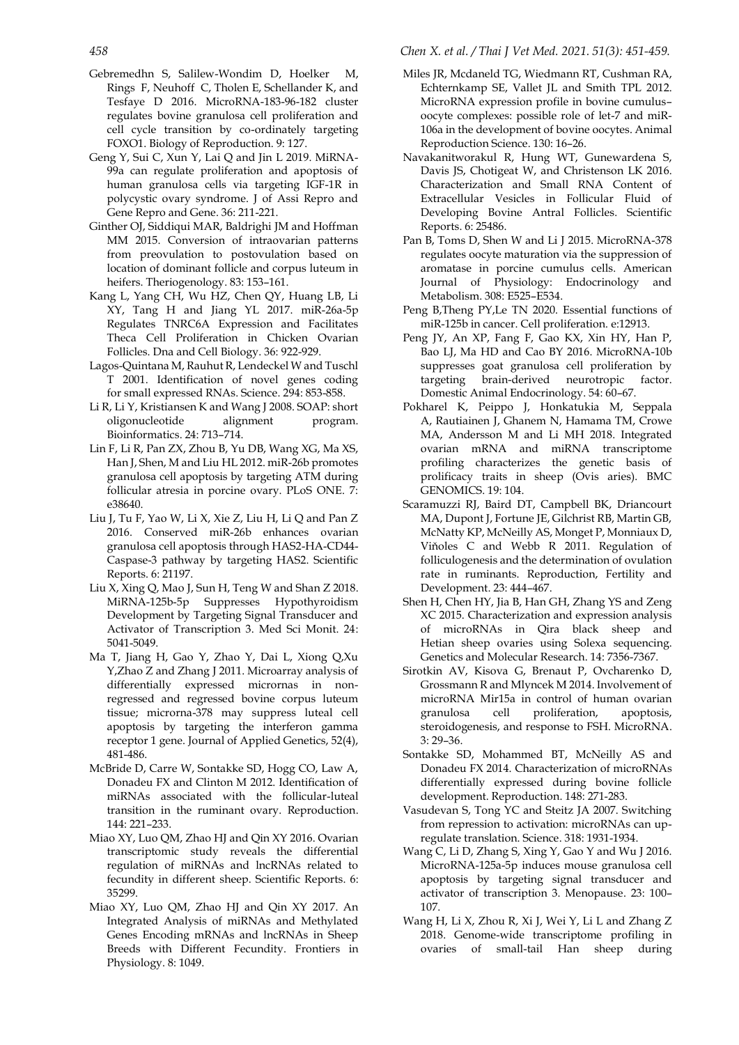Gebremedhn S, Salilew-Wondim D, Hoelker M, Rings F, Neuhoff C, Tholen E, Schellander K, and Tesfaye D 2016. MicroRNA-183-96-182 cluster regulates bovine granulosa cell proliferation and cell cycle transition by co-ordinately targeting FOXO1. Biology of Reproduction. 9: 127.

Geng Y, Sui C, Xun Y, Lai Q and Jin L 2019. MiRNA-99a can regulate proliferation and apoptosis of human granulosa cells via targeting IGF-1R in polycystic ovary syndrome. J of Assi Repro and Gene Repro and Gene. 36: 211-221.

Ginther OJ, Siddiqui MAR, Baldrighi JM and Hoffman MM 2015. Conversion of intraovarian patterns from preovulation to postovulation based on location of dominant follicle and corpus luteum in heifers. Theriogenology. 83: 153–161.

Kang L, Yang CH, Wu HZ, Chen QY, Huang LB, Li XY, Tang H and Jiang YL 2017. miR-26a-5p Regulates TNRC6A Expression and Facilitates Theca Cell Proliferation in Chicken Ovarian Follicles. Dna and Cell Biology. 36: 922-929.

Lagos-Quintana M, Rauhut R, Lendeckel W and Tuschl T 2001. Identification of novel genes coding for small expressed RNAs. Science. 294: 853-858.

Li R, Li Y, Kristiansen K and Wang J 2008. SOAP: short oligonucleotide alignment program. Bioinformatics. 24: 713–714.

Lin F, Li R, Pan ZX, Zhou B, Yu DB, Wang XG, Ma XS, Han J, Shen, M and Liu HL 2012. miR-26b promotes granulosa cell apoptosis by targeting ATM during follicular atresia in porcine ovary. PLoS ONE. 7: e38640.

Liu J, Tu F, Yao W, Li X, Xie Z, Liu H, Li Q and Pan Z 2016. Conserved miR-26b enhances ovarian granulosa cell apoptosis through HAS2-HA-CD44-Caspase-3 pathway by targeting HAS2. Scientific Reports. 6: 21197.

Liu X, Xing Q, Mao J, Sun H, Teng W and Shan Z 2018. MiRNA-125b-5p Suppresses Hypothyroidism Development by Targeting Signal Transducer and Activator of Transcription 3. Med Sci Monit. 24: 5041-5049.

Ma T, Jiang H, Gao Y, Zhao Y, Dai L, Xiong Q,Xu Y,Zhao Z and Zhang J 2011. Microarray analysis of differentially expressed micrornas in non-regressed and regressed bovine corpus luteum tissue; microrna-378 may suppress luteal cell apoptosis by targeting the interferon gamma receptor 1 gene. Journal of Applied Genetics, 52(4), 481-486.

McBride D, Carre W, Sontakke SD, Hogg CO, Law A, Donadeu FX and Clinton M 2012. Identification of miRNAs associated with the follicular-luteal transition in the ruminant ovary. Reproduction. 144: 221–233.

Miao XY, Luo QM, Zhao HJ and Qin XY 2016. Ovarian transcriptomic study reveals the differential regulation of miRNAs and lncRNAs related to fecundity in different sheep. Scientific Reports. 6: 35299.

Miao XY, Luo QM, Zhao HJ and Qin XY 2017. An Integrated Analysis of miRNAs and Methylated Genes Encoding mRNAs and lncRNAs in Sheep Breeds with Different Fecundity. Frontiers in Physiology. 8: 1049.

Miles JR, Mcdaneld TG, Wiedmann RT, Cushman RA, Echternkamp SE, Vallet JL and Smith TPL 2012. MicroRNA expression profile in bovine cumulus–oocyte complexes: possible role of let-7 and miR-106a in the development of bovine oocytes. Animal Reproduction Science. 130: 16–26.

Navakanitworakul R, Hung WT, Gunewardena S, Davis JS, Chotigeat W, and Christenson LK 2016. Characterization and Small RNA Content of Extracellular Vesicles in Follicular Fluid of Developing Bovine Antral Follicles. Scientific Reports. 6: 25486.

Pan B, Toms D, Shen W and Li J 2015. MicroRNA-378 regulates oocyte maturation via the suppression of aromatase in porcine cumulus cells. American Journal of Physiology: Endocrinology and Metabolism. 308: E525–E534.

Peng B,Theng PY,Le TN 2020. Essential functions of miR-125b in cancer. Cell proliferation. e:12913.

Peng JY, An XP, Fang F, Gao KX, Xin HY, Han P, Bao LJ, Ma HD and Cao BY 2016. MicroRNA-10b suppresses goat granulosa cell proliferation by targeting brain-derived neurotropic factor. Domestic Animal Endocrinology. 54: 60–67.

Pokharel K, Peippo J, Honkatukia M, Seppala A, Rautiainen J, Ghanem N, Hamama TM, Crowe MA, Andersson M and Li MH 2018. Integrated ovarian mRNA and miRNA transcriptome profiling characterizes the genetic basis of prolificacy traits in sheep (Ovis aries). BMC GENOMICS. 19: 104.

Scaramuzzi RJ, Baird DT, Campbell BK, Driancourt MA, Dupont J, Fortune JE, Gilchrist RB, Martin GB, McNatty KP, McNeilly AS, Monget P, Monniaux D, Viňoles C and Webb R 2011. Regulation of folliculogenesis and the determination of ovulation rate in ruminants. Reproduction, Fertility and Development. 23: 444–467.

Shen H, Chen HY, Jia B, Han GH, Zhang YS and Zeng XC 2015. Characterization and expression analysis of microRNAs in Qira black sheep and Hetian sheep ovaries using Solexa sequencing. Genetics and Molecular Research. 14: 7356-7367.

Sirotkin AV, Kisova G, Brenaut P, Ovcharenko D, Grossmann R and Mlyncek M 2014. Involvement of microRNA Mir15a in control of human ovarian granulosa cell proliferation, apoptosis, steroidogenesis, and response to FSH. MicroRNA. 3: 29–36.

Sontakke SD, Mohammed BT, McNeilly AS and Donadeu FX 2014. Characterization of microRNAs differentially expressed during bovine follicle development. Reproduction. 148: 271-283.

Vasudevan S, Tong YC and Steitz JA 2007. Switching from repression to activation: microRNAs can up-regulate translation. Science. 318: 1931-1934.

Wang C, Li D, Zhang S, Xing Y, Gao Y and Wu J 2016. MicroRNA-125a-5p induces mouse granulosa cell apoptosis by targeting signal transducer and activator of transcription 3. Menopause. 23: 100–107.

Wang H, Li X, Zhou R, Xi J, Wei Y, Li L and Zhang Z 2018. Genome-wide transcriptome profiling in ovaries of small-tail Han sheep during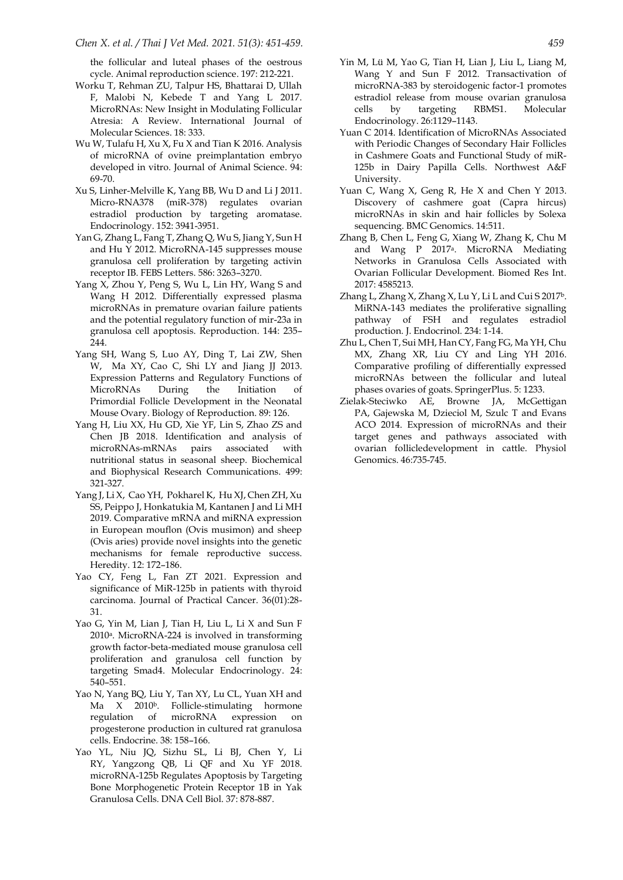the follicular and luteal phases of the oestrous cycle. Animal reproduction science. 197: 212-221.

Worku T, Rehman ZU, Talpur HS, Bhattarai D, Ullah F, Malobi N, Kebede T and Yang L 2017. MicroRNAs: New Insight in Modulating Follicular Atresia: A Review. International Journal of Molecular Sciences. 18: 333.

Wu W, Tulafu H, Xu X, Fu X and Tian K 2016. Analysis of microRNA of ovine preimplantation embryo developed in vitro. Journal of Animal Science. 94: 69-70.

Xu S, Linher-Melville K, Yang BB, Wu D and Li J 2011. Micro-RNA378 (miR-378) regulates ovarian estradiol production by targeting aromatase. Endocrinology. 152: 3941-3951.

Yan G, Zhang L, Fang T, Zhang Q, Wu S, Jiang Y, Sun H and Hu Y 2012. MicroRNA-145 suppresses mouse granulosa cell proliferation by targeting activin receptor IB. FEBS Letters. 586: 3263–3270.

Yang X, Zhou Y, Peng S, Wu L, Lin HY, Wang S and Wang H 2012. Differentially expressed plasma microRNAs in premature ovarian failure patients and the potential regulatory function of mir-23a in granulosa cell apoptosis. Reproduction. 144: 235–244.

Yang SH, Wang S, Luo AY, Ding T, Lai ZW, Shen W, Ma XY, Cao C, Shi LY and Jiang JJ 2013. Expression Patterns and Regulatory Functions of MicroRNAs During the Initiation of Primordial Follicle Development in the Neonatal Mouse Ovary. Biology of Reproduction. 89: 126.

Yang H, Liu XX, Hu GD, Xie YF, Lin S, Zhao ZS and Chen JB 2018. Identification and analysis of microRNAs-mRNAs pairs associated with nutritional status in seasonal sheep. Biochemical and Biophysical Research Communications. 499: 321-327.

Yang J, Li X, Cao YH, Pokharel K, Hu XJ, Chen ZH, Xu SS, Peippo J, Honkatukia M, Kantanen J and Li MH 2019. Comparative mRNA and miRNA expression in European mouflon (Ovis musimon) and sheep (Ovis aries) provide novel insights into the genetic mechanisms for female reproductive success. Heredity. 12: 172–186.

Yao CY, Feng L, Fan ZT 2021. Expression and significance of MiR-125b in patients with thyroid carcinoma. Journal of Practical Cancer. 36(01):28-31.

Yao G, Yin M, Lian J, Tian H, Liu L, Li X and Sun F 2010[a]. MicroRNA-224 is involved in transforming growth factor-beta-mediated mouse granulosa cell proliferation and granulosa cell function by targeting Smad4. Molecular Endocrinology. 24: 540–551.

Yao N, Yang BQ, Liu Y, Tan XY, Lu CL, Yuan XH and Ma X 2010[b]. Follicle-stimulating hormone regulation of microRNA expression on progesterone production in cultured rat granulosa cells. Endocrine. 38: 158–166.

Yao YL, Niu JQ, Sizhu SL, Li BJ, Chen Y, Li RY, Yangzong QB, Li QF and Xu YF 2018. microRNA-125b Regulates Apoptosis by Targeting Bone Morphogenetic Protein Receptor 1B in Yak Granulosa Cells. DNA Cell Biol. 37: 878-887.

Yin M, Lü M, Yao G, Tian H, Lian J, Liu L, Liang M, Wang Y and Sun F 2012. Transactivation of microRNA-383 by steroidogenic factor-1 promotes estradiol release from mouse ovarian granulosa cells by targeting RBMS1. Molecular Endocrinology. 26:1129–1143.

Yuan C 2014. Identification of MicroRNAs Associated with Periodic Changes of Secondary Hair Follicles in Cashmere Goats and Functional Study of miR-125b in Dairy Papilla Cells. Northwest A&F University.

Yuan C, Wang X, Geng R, He X and Chen Y 2013. Discovery of cashmere goat (Capra hircus) microRNAs in skin and hair follicles by Solexa sequencing. BMC Genomics. 14:511.

Zhang B, Chen L, Feng G, Xiang W, Zhang K, Chu M and Wang P 2017[a]. MicroRNA Mediating Networks in Granulosa Cells Associated with Ovarian Follicular Development. Biomed Res Int. 2017: 4585213.

Zhang L, Zhang X, Zhang X, Lu Y, Li L and Cui S 2017[b]. MiRNA-143 mediates the proliferative signalling pathway of FSH and regulates estradiol production. J. Endocrinol. 234: 1-14.

Zhu L, Chen T, Sui MH, Han CY, Fang FG, Ma YH, Chu MX, Zhang XR, Liu CY and Ling YH 2016. Comparative profiling of differentially expressed microRNAs between the follicular and luteal phases ovaries of goats. SpringerPlus. 5: 1233.

Zielak-Steciwko AE, Browne JA, McGettigan PA, Gajewska M, Dzieciol M, Szulc T and Evans ACO 2014. Expression of microRNAs and their target genes and pathways associated with ovarian follicledevelopment in cattle. Physiol Genomics. 46:735-745.